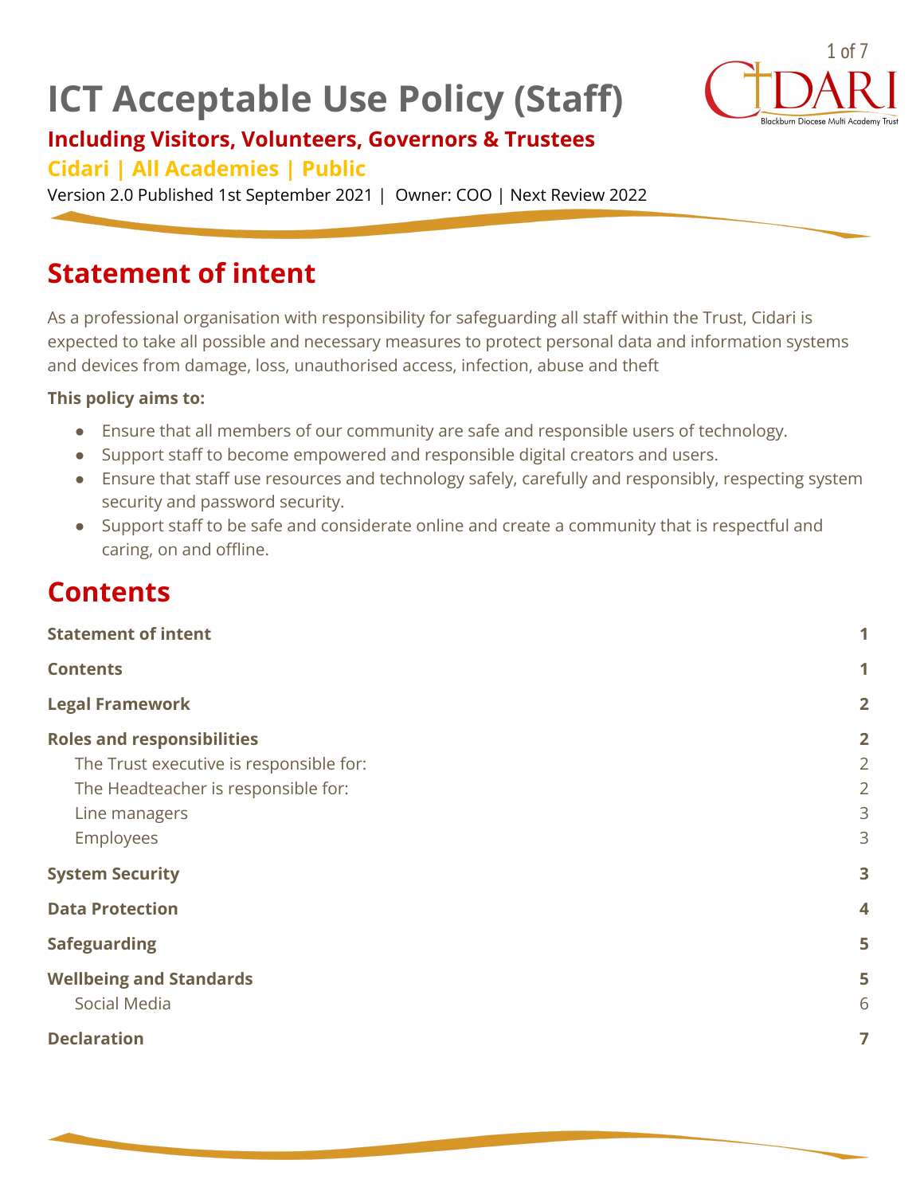# ICT Acceptable Use Policy (Staff)

## Including Visitors, Volunteers, Governors & Trustees

### Cidari | All Academies | Public

Version 2.0 Published 1st September 2021 | Owner: COO | Next Review 2022

## Statement of intent

As a professional organisation with responsibility for safeguarding all staff within the Trust, Cidari is expected to take all possible and necessary measures to protect personal data and information systems and devices from damage, loss, unauthorised access, infection, abuse and theft

**This policy aims to:**

- Ensure that all members of our community are safe and responsible users of technology.
- Support staff to become empowered and responsible digital creators and users.
- Ensure that staff use resources and technology safely, carefully and responsibly, respecting system security and password security.
- Support staff to be safe and considerate online and create a community that is respectful and caring, on and offline.

## Contents

| | |
|---|---|
| **Statement of intent** | **1** |
| **Contents** | **1** |
| **Legal Framework** | **2** |
| **Roles and responsibilities** | **2** |
| The Trust executive is responsible for: | 2 |
| The Headteacher is responsible for: | 2 |
| Line managers | 3 |
| Employees | 3 |
| **System Security** | **3** |
| **Data Protection** | **4** |
| **Safeguarding** | **5** |
| **Wellbeing and Standards** | **5** |
| Social Media | 6 |
| **Declaration** | **7** |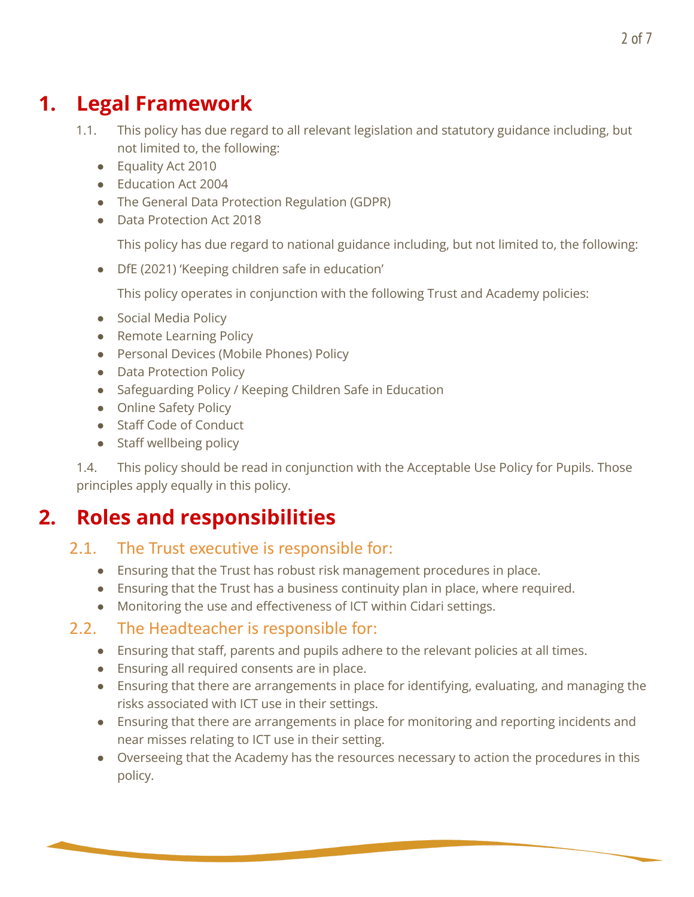# 1. Legal Framework

1.1. This policy has due regard to all relevant legislation and statutory guidance including, but not limited to, the following:

- Equality Act 2010
- Education Act 2004
- The General Data Protection Regulation (GDPR)
- Data Protection Act 2018

This policy has due regard to national guidance including, but not limited to, the following:

- DfE (2021) 'Keeping children safe in education'

This policy operates in conjunction with the following Trust and Academy policies:

- Social Media Policy
- Remote Learning Policy
- Personal Devices (Mobile Phones) Policy
- Data Protection Policy
- Safeguarding Policy / Keeping Children Safe in Education
- Online Safety Policy
- Staff Code of Conduct
- Staff wellbeing policy

1.4. This policy should be read in conjunction with the Acceptable Use Policy for Pupils. Those principles apply equally in this policy.

# 2. Roles and responsibilities

## 2.1. The Trust executive is responsible for:

- Ensuring that the Trust has robust risk management procedures in place.
- Ensuring that the Trust has a business continuity plan in place, where required.
- Monitoring the use and effectiveness of ICT within Cidari settings.

## 2.2. The Headteacher is responsible for:

- Ensuring that staff, parents and pupils adhere to the relevant policies at all times.
- Ensuring all required consents are in place.
- Ensuring that there are arrangements in place for identifying, evaluating, and managing the risks associated with ICT use in their settings.
- Ensuring that there are arrangements in place for monitoring and reporting incidents and near misses relating to ICT use in their setting.
- Overseeing that the Academy has the resources necessary to action the procedures in this policy.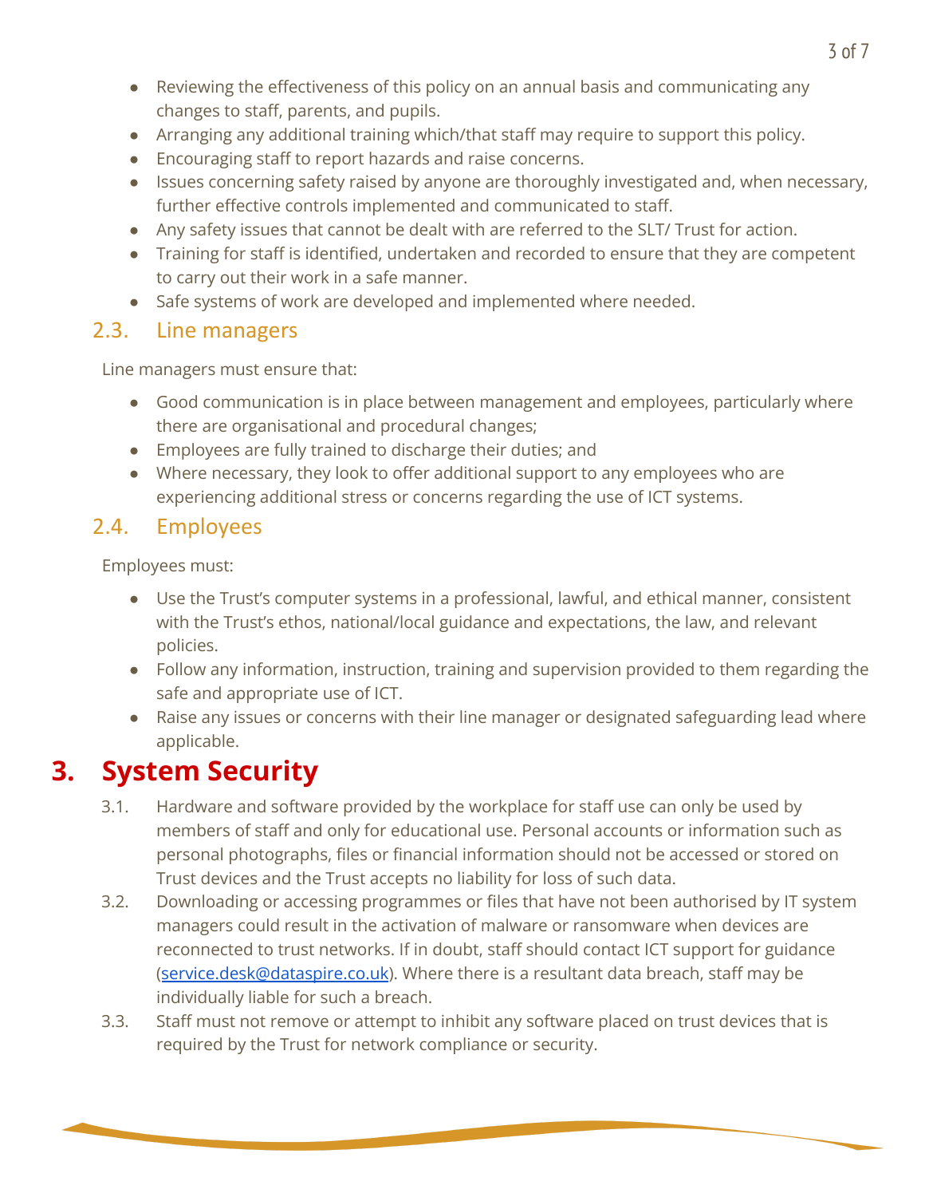- Reviewing the effectiveness of this policy on an annual basis and communicating any changes to staff, parents, and pupils.
- Arranging any additional training which/that staff may require to support this policy.
- Encouraging staff to report hazards and raise concerns.
- Issues concerning safety raised by anyone are thoroughly investigated and, when necessary, further effective controls implemented and communicated to staff.
- Any safety issues that cannot be dealt with are referred to the SLT/ Trust for action.
- Training for staff is identified, undertaken and recorded to ensure that they are competent to carry out their work in a safe manner.
- Safe systems of work are developed and implemented where needed.

### 2.3. Line managers

Line managers must ensure that:

- Good communication is in place between management and employees, particularly where there are organisational and procedural changes;
- Employees are fully trained to discharge their duties; and
- Where necessary, they look to offer additional support to any employees who are experiencing additional stress or concerns regarding the use of ICT systems.

### 2.4. Employees

Employees must:

- Use the Trust's computer systems in a professional, lawful, and ethical manner, consistent with the Trust's ethos, national/local guidance and expectations, the law, and relevant policies.
- Follow any information, instruction, training and supervision provided to them regarding the safe and appropriate use of ICT.
- Raise any issues or concerns with their line manager or designated safeguarding lead where applicable.

## 3. System Security

3.1. Hardware and software provided by the workplace for staff use can only be used by members of staff and only for educational use. Personal accounts or information such as personal photographs, files or financial information should not be accessed or stored on Trust devices and the Trust accepts no liability for loss of such data.

3.2. Downloading or accessing programmes or files that have not been authorised by IT system managers could result in the activation of malware or ransomware when devices are reconnected to trust networks. If in doubt, staff should contact ICT support for guidance (service.desk@dataspire.co.uk). Where there is a resultant data breach, staff may be individually liable for such a breach.

3.3. Staff must not remove or attempt to inhibit any software placed on trust devices that is required by the Trust for network compliance or security.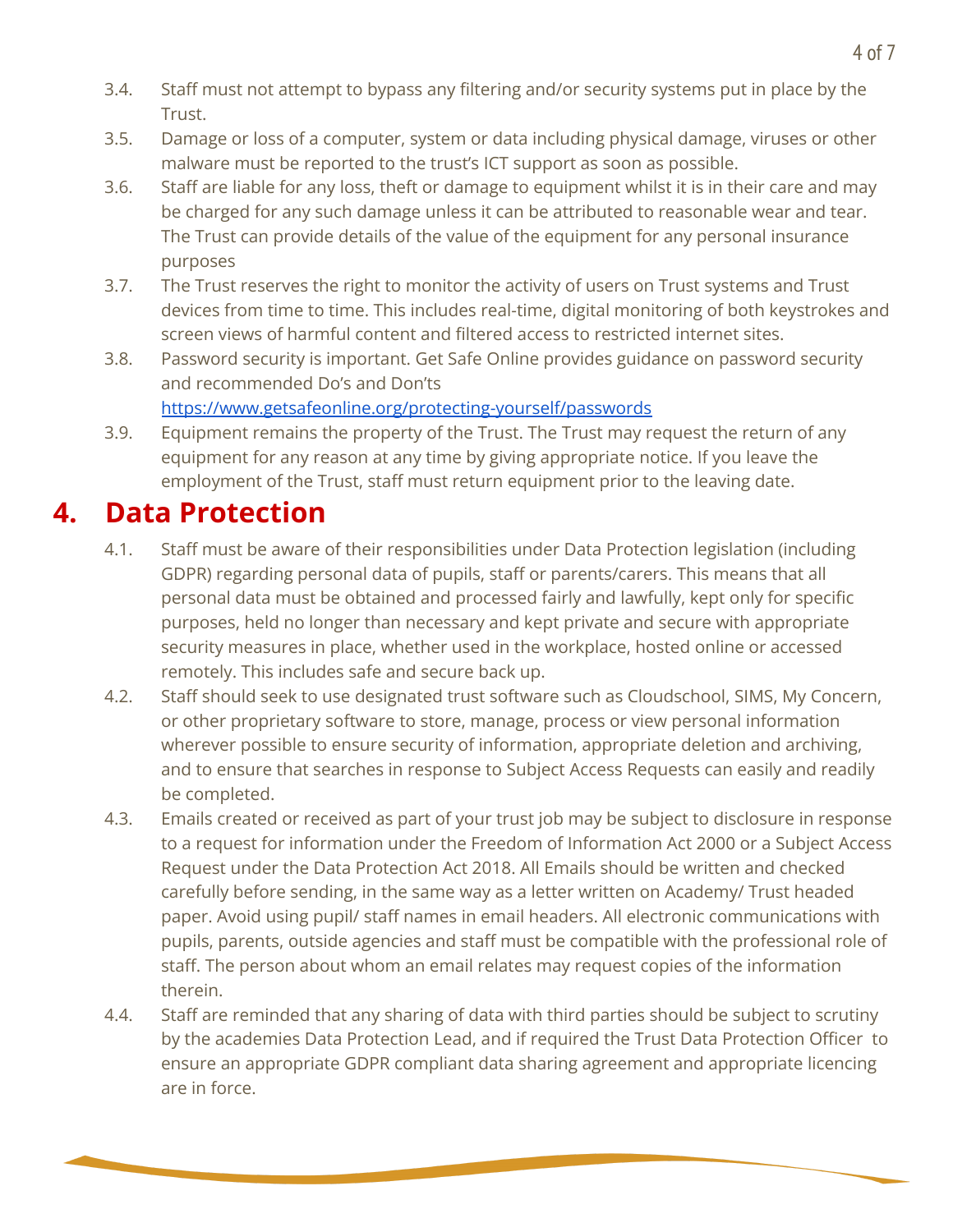3.4. Staff must not attempt to bypass any filtering and/or security systems put in place by the Trust.

3.5. Damage or loss of a computer, system or data including physical damage, viruses or other malware must be reported to the trust's ICT support as soon as possible.

3.6. Staff are liable for any loss, theft or damage to equipment whilst it is in their care and may be charged for any such damage unless it can be attributed to reasonable wear and tear. The Trust can provide details of the value of the equipment for any personal insurance purposes

3.7. The Trust reserves the right to monitor the activity of users on Trust systems and Trust devices from time to time. This includes real-time, digital monitoring of both keystrokes and screen views of harmful content and filtered access to restricted internet sites.

3.8. Password security is important. Get Safe Online provides guidance on password security and recommended Do's and Don'ts [https://www.getsafeonline.org/protecting-yourself/passwords](https://www.getsafeonline.org/protecting-yourself/passwords)

3.9. Equipment remains the property of the Trust. The Trust may request the return of any equipment for any reason at any time by giving appropriate notice. If you leave the employment of the Trust, staff must return equipment prior to the leaving date.

# 4. Data Protection

4.1. Staff must be aware of their responsibilities under Data Protection legislation (including GDPR) regarding personal data of pupils, staff or parents/carers. This means that all personal data must be obtained and processed fairly and lawfully, kept only for specific purposes, held no longer than necessary and kept private and secure with appropriate security measures in place, whether used in the workplace, hosted online or accessed remotely. This includes safe and secure back up.

4.2. Staff should seek to use designated trust software such as Cloudschool, SIMS, My Concern, or other proprietary software to store, manage, process or view personal information wherever possible to ensure security of information, appropriate deletion and archiving, and to ensure that searches in response to Subject Access Requests can easily and readily be completed.

4.3. Emails created or received as part of your trust job may be subject to disclosure in response to a request for information under the Freedom of Information Act 2000 or a Subject Access Request under the Data Protection Act 2018. All Emails should be written and checked carefully before sending, in the same way as a letter written on Academy/ Trust headed paper. Avoid using pupil/ staff names in email headers. All electronic communications with pupils, parents, outside agencies and staff must be compatible with the professional role of staff. The person about whom an email relates may request copies of the information therein.

4.4. Staff are reminded that any sharing of data with third parties should be subject to scrutiny by the academies Data Protection Lead, and if required the Trust Data Protection Officer to ensure an appropriate GDPR compliant data sharing agreement and appropriate licencing are in force.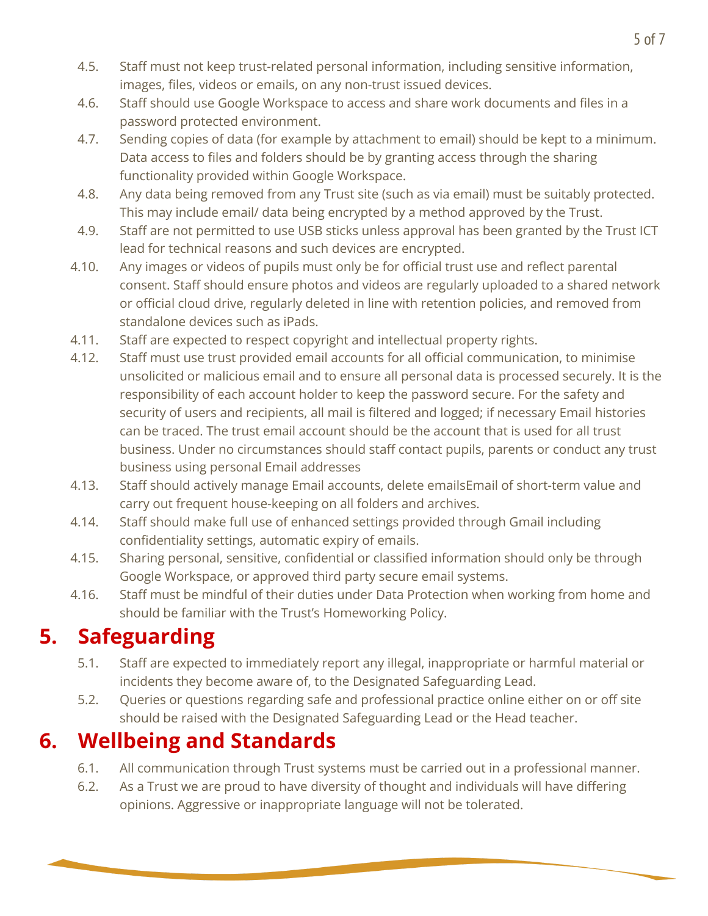4.5. Staff must not keep trust-related personal information, including sensitive information, images, files, videos or emails, on any non-trust issued devices.

4.6. Staff should use Google Workspace to access and share work documents and files in a password protected environment.

4.7. Sending copies of data (for example by attachment to email) should be kept to a minimum. Data access to files and folders should be by granting access through the sharing functionality provided within Google Workspace.

4.8. Any data being removed from any Trust site (such as via email) must be suitably protected. This may include email/ data being encrypted by a method approved by the Trust.

4.9. Staff are not permitted to use USB sticks unless approval has been granted by the Trust ICT lead for technical reasons and such devices are encrypted.

4.10. Any images or videos of pupils must only be for official trust use and reflect parental consent. Staff should ensure photos and videos are regularly uploaded to a shared network or official cloud drive, regularly deleted in line with retention policies, and removed from standalone devices such as iPads.

4.11. Staff are expected to respect copyright and intellectual property rights.

4.12. Staff must use trust provided email accounts for all official communication, to minimise unsolicited or malicious email and to ensure all personal data is processed securely. It is the responsibility of each account holder to keep the password secure. For the safety and security of users and recipients, all mail is filtered and logged; if necessary Email histories can be traced. The trust email account should be the account that is used for all trust business. Under no circumstances should staff contact pupils, parents or conduct any trust business using personal Email addresses

4.13. Staff should actively manage Email accounts, delete emailsEmail of short-term value and carry out frequent house-keeping on all folders and archives.

4.14. Staff should make full use of enhanced settings provided through Gmail including confidentiality settings, automatic expiry of emails.

4.15. Sharing personal, sensitive, confidential or classified information should only be through Google Workspace, or approved third party secure email systems.

4.16. Staff must be mindful of their duties under Data Protection when working from home and should be familiar with the Trust's Homeworking Policy.

# 5. Safeguarding

5.1. Staff are expected to immediately report any illegal, inappropriate or harmful material or incidents they become aware of, to the Designated Safeguarding Lead.

5.2. Queries or questions regarding safe and professional practice online either on or off site should be raised with the Designated Safeguarding Lead or the Head teacher.

# 6. Wellbeing and Standards

6.1. All communication through Trust systems must be carried out in a professional manner.

6.2. As a Trust we are proud to have diversity of thought and individuals will have differing opinions. Aggressive or inappropriate language will not be tolerated.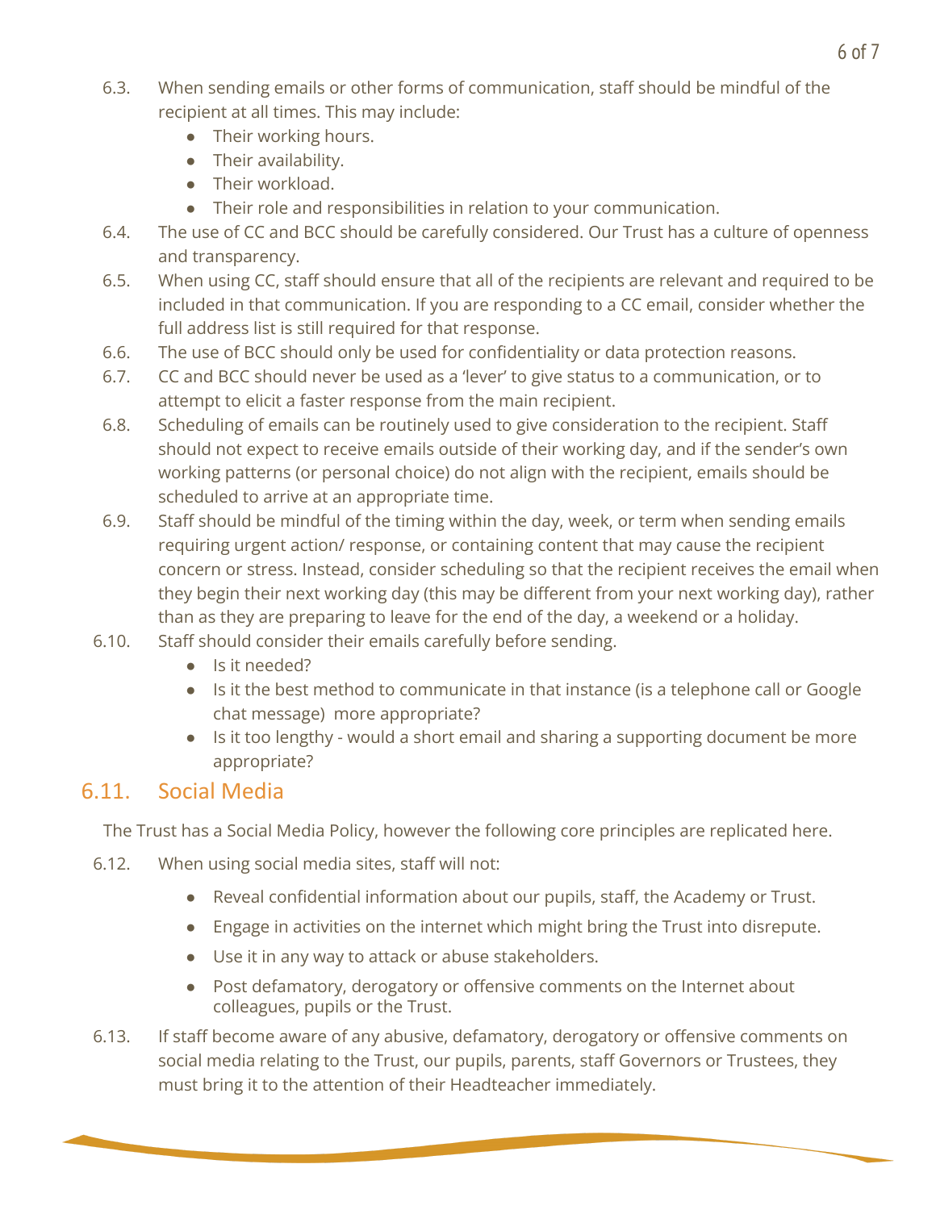6.3. When sending emails or other forms of communication, staff should be mindful of the recipient at all times. This may include:

- Their working hours.
- Their availability.
- Their workload.
- Their role and responsibilities in relation to your communication.

6.4. The use of CC and BCC should be carefully considered. Our Trust has a culture of openness and transparency.

6.5. When using CC, staff should ensure that all of the recipients are relevant and required to be included in that communication. If you are responding to a CC email, consider whether the full address list is still required for that response.

6.6. The use of BCC should only be used for confidentiality or data protection reasons.

6.7. CC and BCC should never be used as a 'lever' to give status to a communication, or to attempt to elicit a faster response from the main recipient.

6.8. Scheduling of emails can be routinely used to give consideration to the recipient. Staff should not expect to receive emails outside of their working day, and if the sender's own working patterns (or personal choice) do not align with the recipient, emails should be scheduled to arrive at an appropriate time.

6.9. Staff should be mindful of the timing within the day, week, or term when sending emails requiring urgent action/ response, or containing content that may cause the recipient concern or stress. Instead, consider scheduling so that the recipient receives the email when they begin their next working day (this may be different from your next working day), rather than as they are preparing to leave for the end of the day, a weekend or a holiday.

6.10. Staff should consider their emails carefully before sending.

- Is it needed?
- Is it the best method to communicate in that instance (is a telephone call or Google chat message) more appropriate?
- Is it too lengthy - would a short email and sharing a supporting document be more appropriate?

## 6.11. Social Media

The Trust has a Social Media Policy, however the following core principles are replicated here.

6.12. When using social media sites, staff will not:

- Reveal confidential information about our pupils, staff, the Academy or Trust.
- Engage in activities on the internet which might bring the Trust into disrepute.
- Use it in any way to attack or abuse stakeholders.
- Post defamatory, derogatory or offensive comments on the Internet about colleagues, pupils or the Trust.

6.13. If staff become aware of any abusive, defamatory, derogatory or offensive comments on social media relating to the Trust, our pupils, parents, staff Governors or Trustees, they must bring it to the attention of their Headteacher immediately.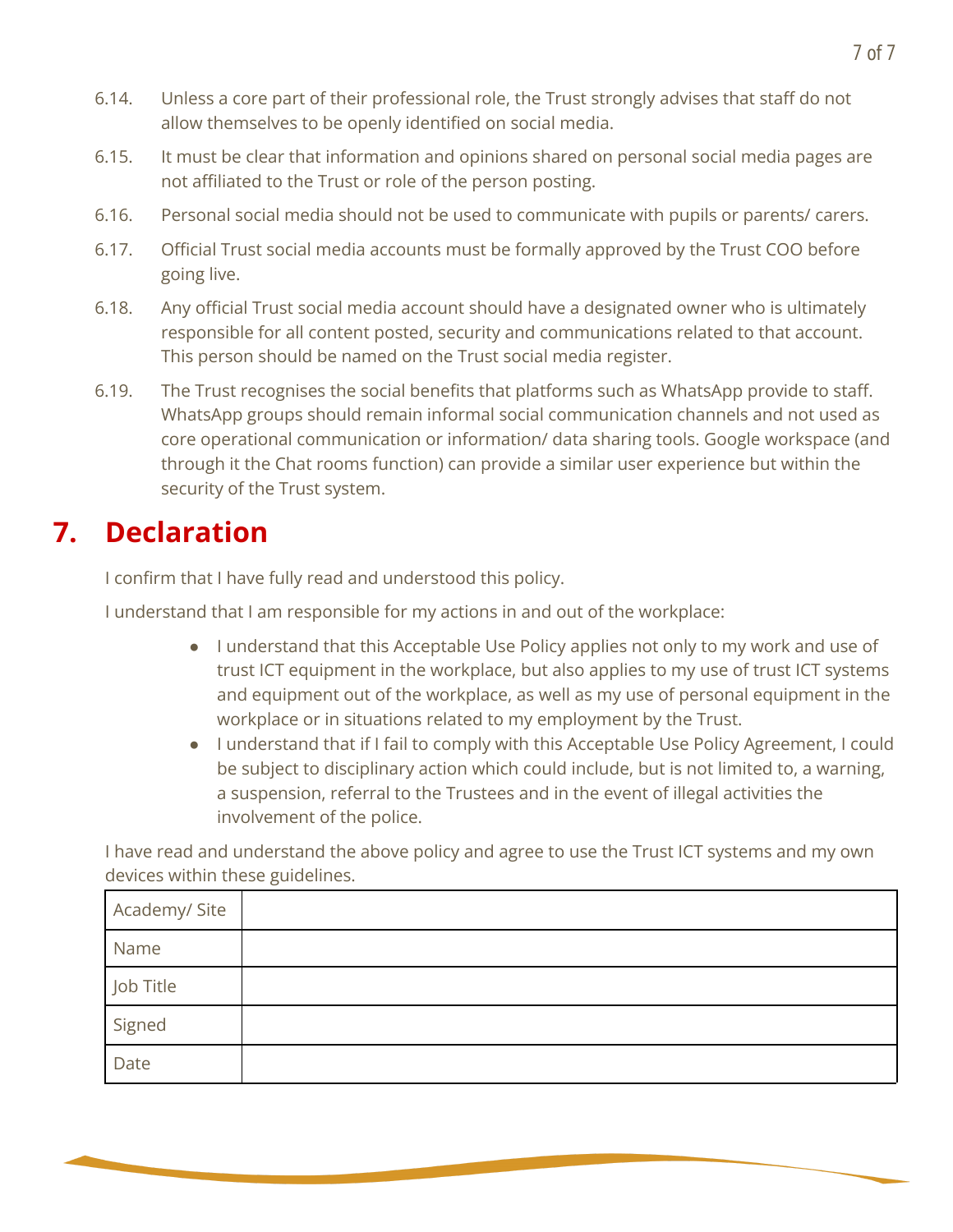6.14. Unless a core part of their professional role, the Trust strongly advises that staff do not allow themselves to be openly identified on social media.

6.15. It must be clear that information and opinions shared on personal social media pages are not affiliated to the Trust or role of the person posting.

6.16. Personal social media should not be used to communicate with pupils or parents/ carers.

6.17. Official Trust social media accounts must be formally approved by the Trust COO before going live.

6.18. Any official Trust social media account should have a designated owner who is ultimately responsible for all content posted, security and communications related to that account. This person should be named on the Trust social media register.

6.19. The Trust recognises the social benefits that platforms such as WhatsApp provide to staff. WhatsApp groups should remain informal social communication channels and not used as core operational communication or information/ data sharing tools. Google workspace (and through it the Chat rooms function) can provide a similar user experience but within the security of the Trust system.

# 7. Declaration

I confirm that I have fully read and understood this policy.

I understand that I am responsible for my actions in and out of the workplace:

- I understand that this Acceptable Use Policy applies not only to my work and use of trust ICT equipment in the workplace, but also applies to my use of trust ICT systems and equipment out of the workplace, as well as my use of personal equipment in the workplace or in situations related to my employment by the Trust.
- I understand that if I fail to comply with this Acceptable Use Policy Agreement, I could be subject to disciplinary action which could include, but is not limited to, a warning, a suspension, referral to the Trustees and in the event of illegal activities the involvement of the police.

I have read and understand the above policy and agree to use the Trust ICT systems and my own devices within these guidelines.

| | |
|---|---|
| Academy/ Site | |
| Name | |
| Job Title | |
| Signed | |
| Date | |